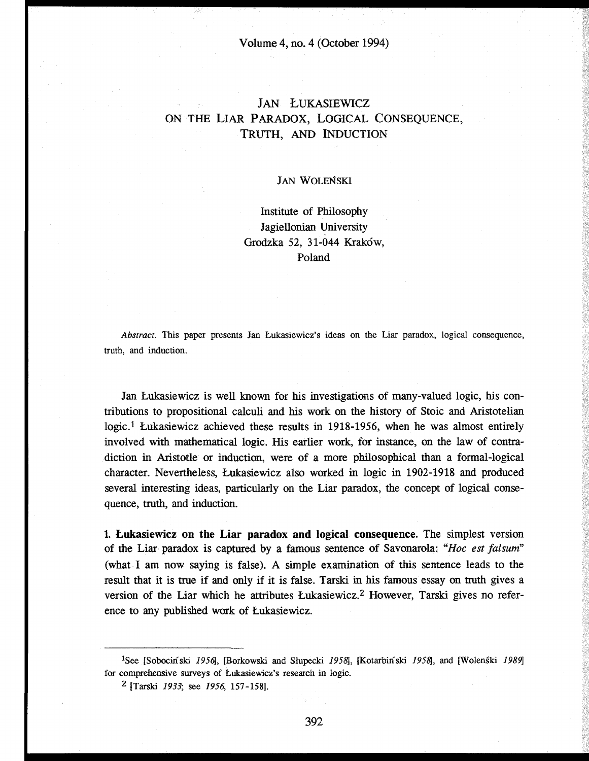# JAN ŁUKASIEWICZ ON THE LIAR PARADOX, LOGICAL CONSEQUENCE, TRUTH, AND INDUCTION

JAN WOLEŃSKI

Institute of Philosophy
Jagiellonian University
Grodzka 52, 31-044 Kraków,
Poland

*Abstract.* This paper presents Jan Łukasiewicz's ideas on the Liar paradox, logical consequence, truth, and induction.

Jan Łukasiewicz is well known for his investigations of many-valued logic, his contributions to propositional calculi and his work on the history of Stoic and Aristotelian logic.[1] Łukasiewicz achieved these results in 1918-1956, when he was almost entirely involved with mathematical logic. His earlier work, for instance, on the law of contradiction in Aristotle or induction, were of a more philosophical than a formal-logical character. Nevertheless, Łukasiewicz also worked in logic in 1902-1918 and produced several interesting ideas, particularly on the Liar paradox, the concept of logical consequence, truth, and induction.

**1. Łukasiewicz on the Liar paradox and logical consequence.** The simplest version of the Liar paradox is captured by a famous sentence of Savonarola: *"Hoc est falsum"* (what I am now saying is false). A simple examination of this sentence leads to the result that it is true if and only if it is false. Tarski in his famous essay on truth gives a version of the Liar which he attributes Łukasiewicz.[2] However, Tarski gives no reference to any published work of Łukasiewicz.

---

[1] See [Sobociński *1956*], [Borkowski and Słupecki *1958*], [Kotarbiński *1958*], and [Woleński *1989*] for comprehensive surveys of Łukasiewicz's research in logic.

[2] [Tarski *1933*; see *1956*, 157-158].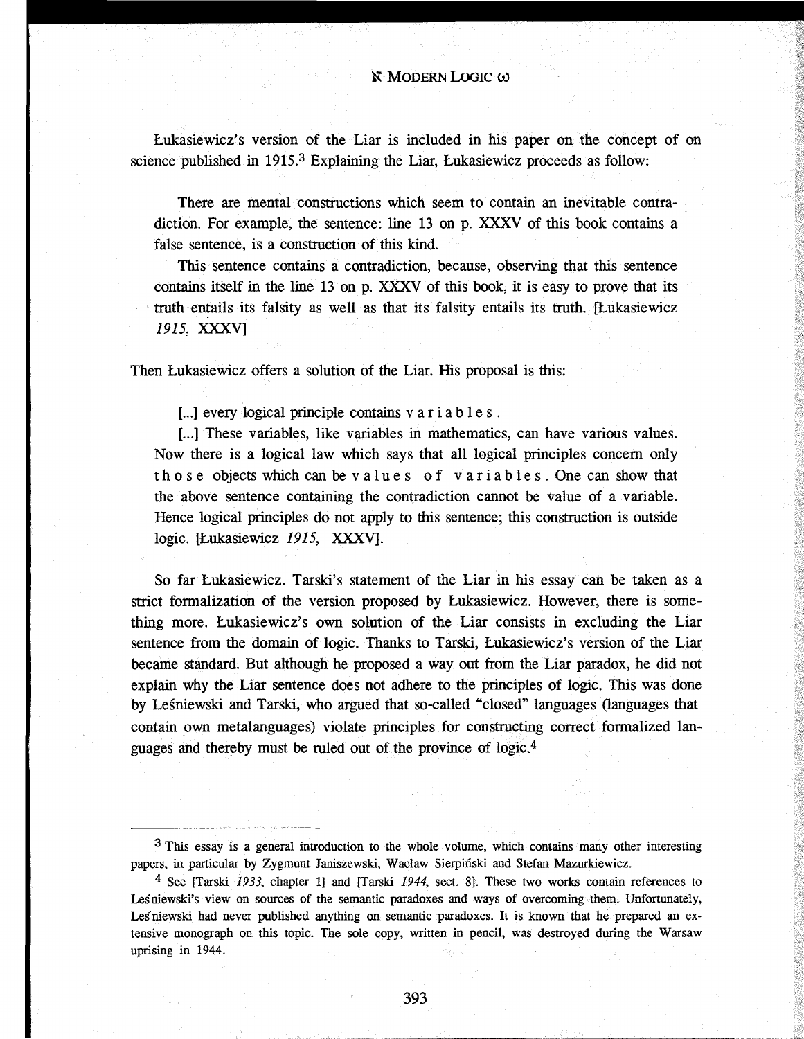Łukasiewicz's version of the Liar is included in his paper on the concept of on science published in 1915.[3] Explaining the Liar, Łukasiewicz proceeds as follow:

> There are mental constructions which seem to contain an inevitable contradiction. For example, the sentence: line 13 on p. XXXV of this book contains a false sentence, is a construction of this kind.
>
> This sentence contains a contradiction, because, observing that this sentence contains itself in the line 13 on p. XXXV of this book, it is easy to prove that its truth entails its falsity as well as that its falsity entails its truth. [Łukasiewicz *1915*, XXXV]

Then Łukasiewicz offers a solution of the Liar. His proposal is this:

> [...] every logical principle contains v a r i a b l e s .
>
> [...] These variables, like variables in mathematics, can have various values. Now there is a logical law which says that all logical principles concern only t h o s e objects which can be v a l u e s o f v a r i a b l e s . One can show that the above sentence containing the contradiction cannot be value of a variable. Hence logical principles do not apply to this sentence; this construction is outside logic. [Łukasiewicz *1915*, XXXV].

So far Łukasiewicz. Tarski's statement of the Liar in his essay can be taken as a strict formalization of the version proposed by Łukasiewicz. However, there is something more. Łukasiewicz's own solution of the Liar consists in excluding the Liar sentence from the domain of logic. Thanks to Tarski, Łukasiewicz's version of the Liar became standard. But although he proposed a way out from the Liar paradox, he did not explain why the Liar sentence does not adhere to the principles of logic. This was done by Leśniewski and Tarski, who argued that so-called "closed" languages (languages that contain own metalanguages) violate principles for constructing correct formalized languages and thereby must be ruled out of the province of logic.[4]

---

[3] This essay is a general introduction to the whole volume, which contains many other interesting papers, in particular by Zygmunt Janiszewski, Wacław Sierpiński and Stefan Mazurkiewicz.

[4] See [Tarski *1933*, chapter 1] and [Tarski *1944*, sect. 8]. These two works contain references to Leśniewski's view on sources of the semantic paradoxes and ways of overcoming them. Unfortunately, Leśniewski had never published anything on semantic paradoxes. It is known that he prepared an extensive monograph on this topic. The sole copy, written in pencil, was destroyed during the Warsaw uprising in 1944.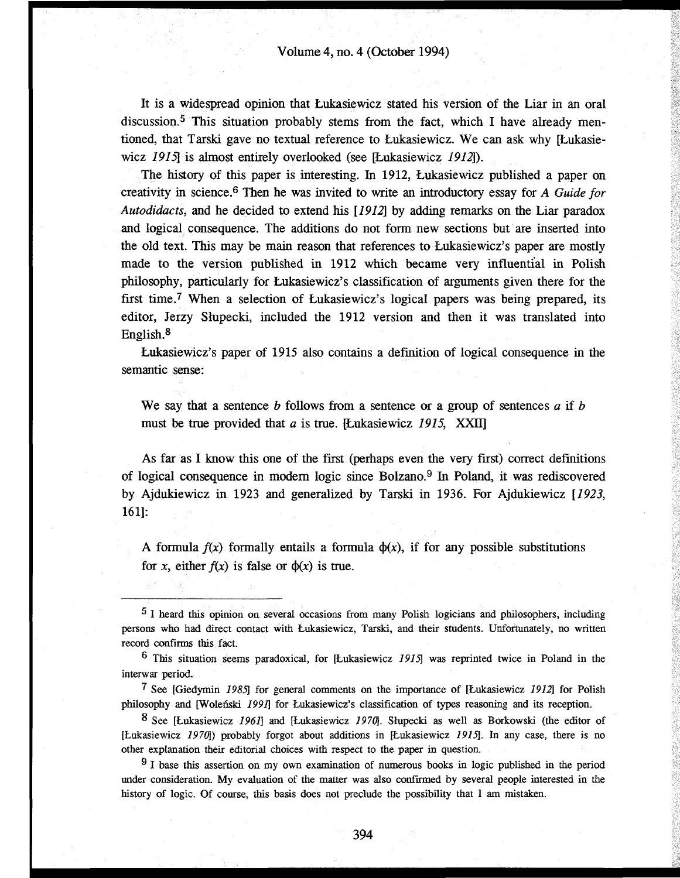It is a widespread opinion that Łukasiewicz stated his version of the Liar in an oral discussion.[5] This situation probably stems from the fact, which I have already mentioned, that Tarski gave no textual reference to Łukasiewicz. We can ask why [Łukasiewicz *1915*] is almost entirely overlooked (see [Łukasiewicz *1912*]).

The history of this paper is interesting. In 1912, Łukasiewicz published a paper on creativity in science.[6] Then he was invited to write an introductory essay for *A Guide for Autodidacts*, and he decided to extend his [*1912*] by adding remarks on the Liar paradox and logical consequence. The additions do not form new sections but are inserted into the old text. This may be main reason that references to Łukasiewicz's paper are mostly made to the version published in 1912 which became very influential in Polish philosophy, particularly for Łukasiewicz's classification of arguments given there for the first time.[7] When a selection of Łukasiewicz's logical papers was being prepared, its editor, Jerzy Słupecki, included the 1912 version and then it was translated into English.[8]

Łukasiewicz's paper of 1915 also contains a definition of logical consequence in the semantic sense:

> We say that a sentence $b$ follows from a sentence or a group of sentences $a$ if $b$ must be true provided that $a$ is true. [Łukasiewicz *1915*, XXIII]

As far as I know this one of the first (perhaps even the very first) correct definitions of logical consequence in modern logic since Bolzano.[9] In Poland, it was rediscovered by Ajdukiewicz in 1923 and generalized by Tarski in 1936. For Ajdukiewicz [*1923*, 161]:

> A formula $f(x)$ formally entails a formula $\phi(x)$, if for any possible substitutions for $x$, either $f(x)$ is false or $\phi(x)$ is true.

---

[5] I heard this opinion on several occasions from many Polish logicians and philosophers, including persons who had direct contact with Łukasiewicz, Tarski, and their students. Unfortunately, no written record confirms this fact.

[6] This situation seems paradoxical, for [Łukasiewicz *1915*] was reprinted twice in Poland in the interwar period.

[7] See [Giedymin *1985*] for general comments on the importance of [Łukasiewicz *1912*] for Polish philosophy and [Woleński *1991*] for Łukasiewicz's classification of types reasoning and its reception.

[8] See [Łukasiewicz *1961*] and [Łukasiewicz *1970*]. Słupecki as well as Borkowski (the editor of [Łukasiewicz *1970*]) probably forgot about additions in [Łukasiewicz *1915*]. In any case, there is no other explanation their editorial choices with respect to the paper in question.

[9] I base this assertion on my own examination of numerous books in logic published in the period under consideration. My evaluation of the matter was also confirmed by several people interested in the history of logic. Of course, this basis does not preclude the possibility that I am mistaken.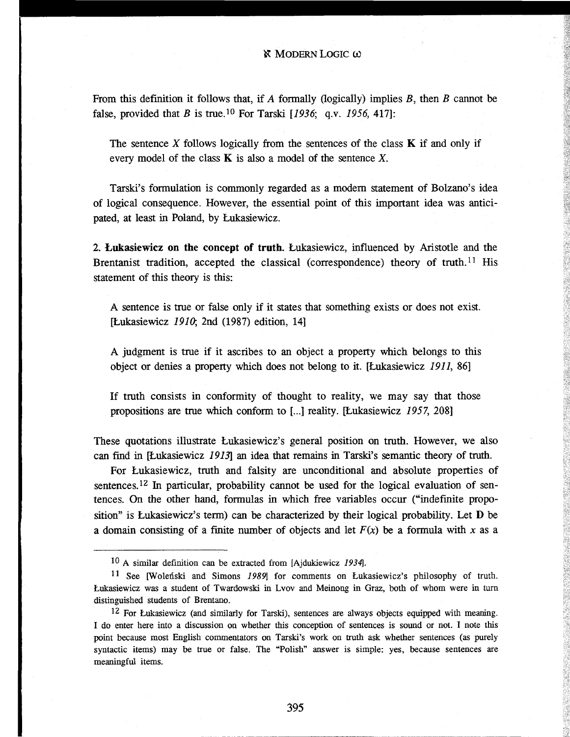From this definition it follows that, if $A$ formally (logically) implies $B$, then $B$ cannot be false, provided that $B$ is true.[10] For Tarski [*1936*; q.v. *1956*, 417]:

> The sentence $X$ follows logically from the sentences of the class **K** if and only if every model of the class **K** is also a model of the sentence $X$.

Tarski's formulation is commonly regarded as a modern statement of Bolzano's idea of logical consequence. However, the essential point of this important idea was anticipated, at least in Poland, by Łukasiewicz.

**2. Łukasiewicz on the concept of truth.** Łukasiewicz, influenced by Aristotle and the Brentanist tradition, accepted the classical (correspondence) theory of truth.[11] His statement of this theory is this:

> A sentence is true or false only if it states that something exists or does not exist. [Łukasiewicz *1910*; 2nd (1987) edition, 14]

> A judgment is true if it ascribes to an object a property which belongs to this object or denies a property which does not belong to it. [Łukasiewicz *1911*, 86]

> If truth consists in conformity of thought to reality, we may say that those propositions are true which conform to [...] reality. [Łukasiewicz *1957*, 208]

These quotations illustrate Łukasiewicz's general position on truth. However, we also can find in [Łukasiewicz *1913*] an idea that remains in Tarski's semantic theory of truth.

For Łukasiewicz, truth and falsity are unconditional and absolute properties of sentences.[12] In particular, probability cannot be used for the logical evaluation of sentences. On the other hand, formulas in which free variables occur ("indefinite proposition" is Łukasiewicz's term) can be characterized by their logical probability. Let **D** be a domain consisting of a finite number of objects and let $F(x)$ be a formula with $x$ as a

---

[10] A similar definition can be extracted from [Ajdukiewicz *1934*].

[11] See [Woleński and Simons *1989*] for comments on Łukasiewicz's philosophy of truth. Łukasiewicz was a student of Twardowski in Lvov and Meinong in Graz, both of whom were in turn distinguished students of Brentano.

[12] For Łukasiewicz (and similarly for Tarski), sentences are always objects equipped with meaning. I do enter here into a discussion on whether this conception of sentences is sound or not. I note this point because most English commentators on Tarski's work on truth ask whether sentences (as purely syntactic items) may be true or false. The "Polish" answer is simple: yes, because sentences are meaningful items.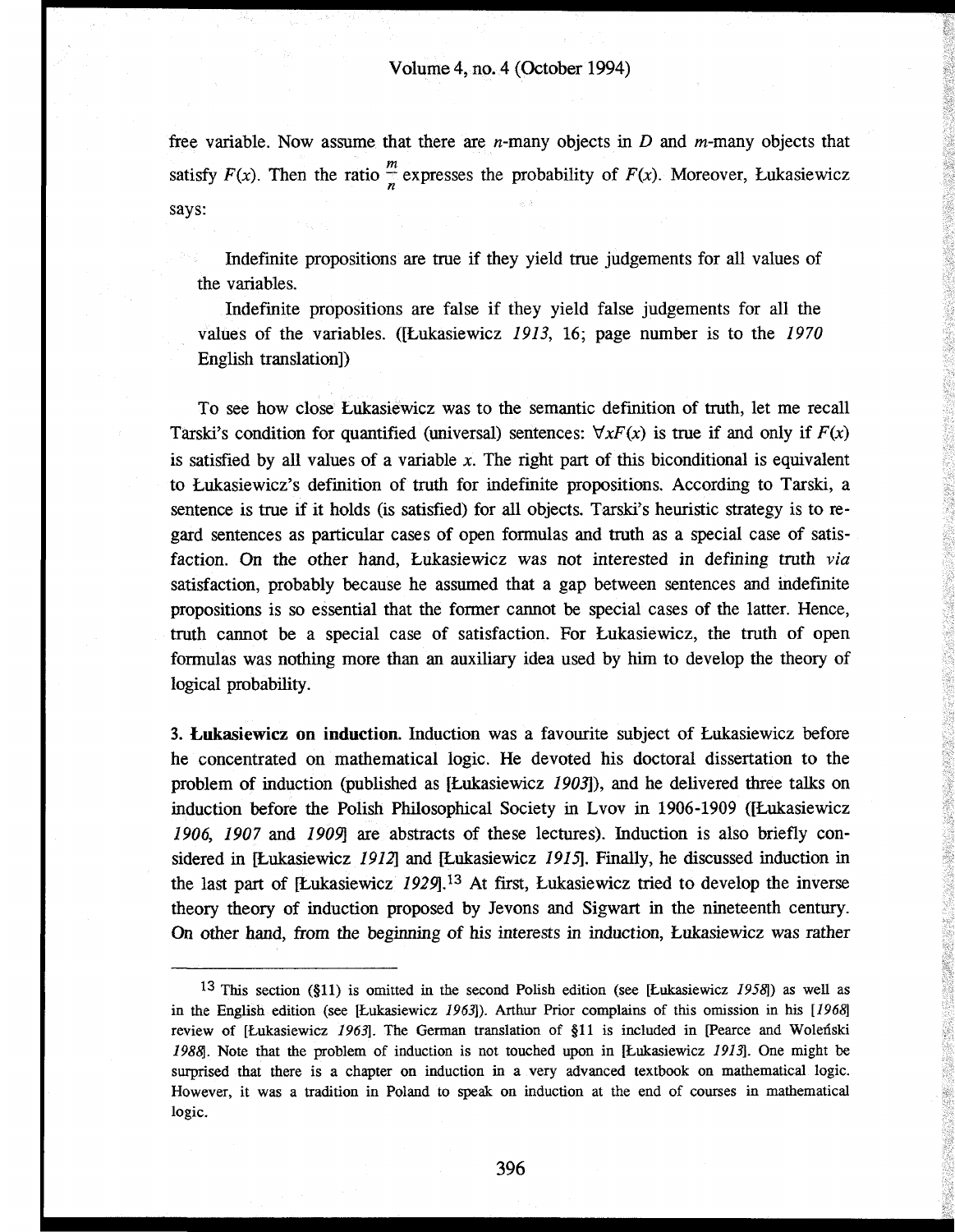free variable. Now assume that there are $n$-many objects in $D$ and $m$-many objects that satisfy $F(x)$. Then the ratio $\frac{m}{n}$ expresses the probability of $F(x)$. Moreover, Łukasiewicz says:

> Indefinite propositions are true if they yield true judgements for all values of the variables.
>
> Indefinite propositions are false if they yield false judgements for all the values of the variables. ([Łukasiewicz *1913*, 16; page number is to the *1970* English translation])

To see how close Łukasiewicz was to the semantic definition of truth, let me recall Tarski's condition for quantified (universal) sentences: $\forall x F(x)$ is true if and only if $F(x)$ is satisfied by all values of a variable $x$. The right part of this biconditional is equivalent to Łukasiewicz's definition of truth for indefinite propositions. According to Tarski, a sentence is true if it holds (is satisfied) for all objects. Tarski's heuristic strategy is to regard sentences as particular cases of open formulas and truth as a special case of satisfaction. On the other hand, Łukasiewicz was not interested in defining truth *via* satisfaction, probably because he assumed that a gap between sentences and indefinite propositions is so essential that the former cannot be special cases of the latter. Hence, truth cannot be a special case of satisfaction. For Łukasiewicz, the truth of open formulas was nothing more than an auxiliary idea used by him to develop the theory of logical probability.

**3. Łukasiewicz on induction.** Induction was a favourite subject of Łukasiewicz before he concentrated on mathematical logic. He devoted his doctoral dissertation to the problem of induction (published as [Łukasiewicz *1903*]), and he delivered three talks on induction before the Polish Philosophical Society in Lvov in 1906-1909 ([Łukasiewicz *1906*, *1907* and *1909*] are abstracts of these lectures). Induction is also briefly considered in [Łukasiewicz *1912*] and [Łukasiewicz *1915*]. Finally, he discussed induction in the last part of [Łukasiewicz *1929*].[13] At first, Łukasiewicz tried to develop the inverse theory theory of induction proposed by Jevons and Sigwart in the nineteenth century. On other hand, from the beginning of his interests in induction, Łukasiewicz was rather

---

[13] This section (§11) is omitted in the second Polish edition (see [Łukasiewicz *1958*]) as well as in the English edition (see [Łukasiewicz *1963*]). Arthur Prior complains of this omission in his [*1968*] review of [Łukasiewicz *1963*]. The German translation of §11 is included in [Pearce and Woleński *1988*]. Note that the problem of induction is not touched upon in [Łukasiewicz *1913*]. One might be surprised that there is a chapter on induction in a very advanced textbook on mathematical logic. However, it was a tradition in Poland to speak on induction at the end of courses in mathematical logic.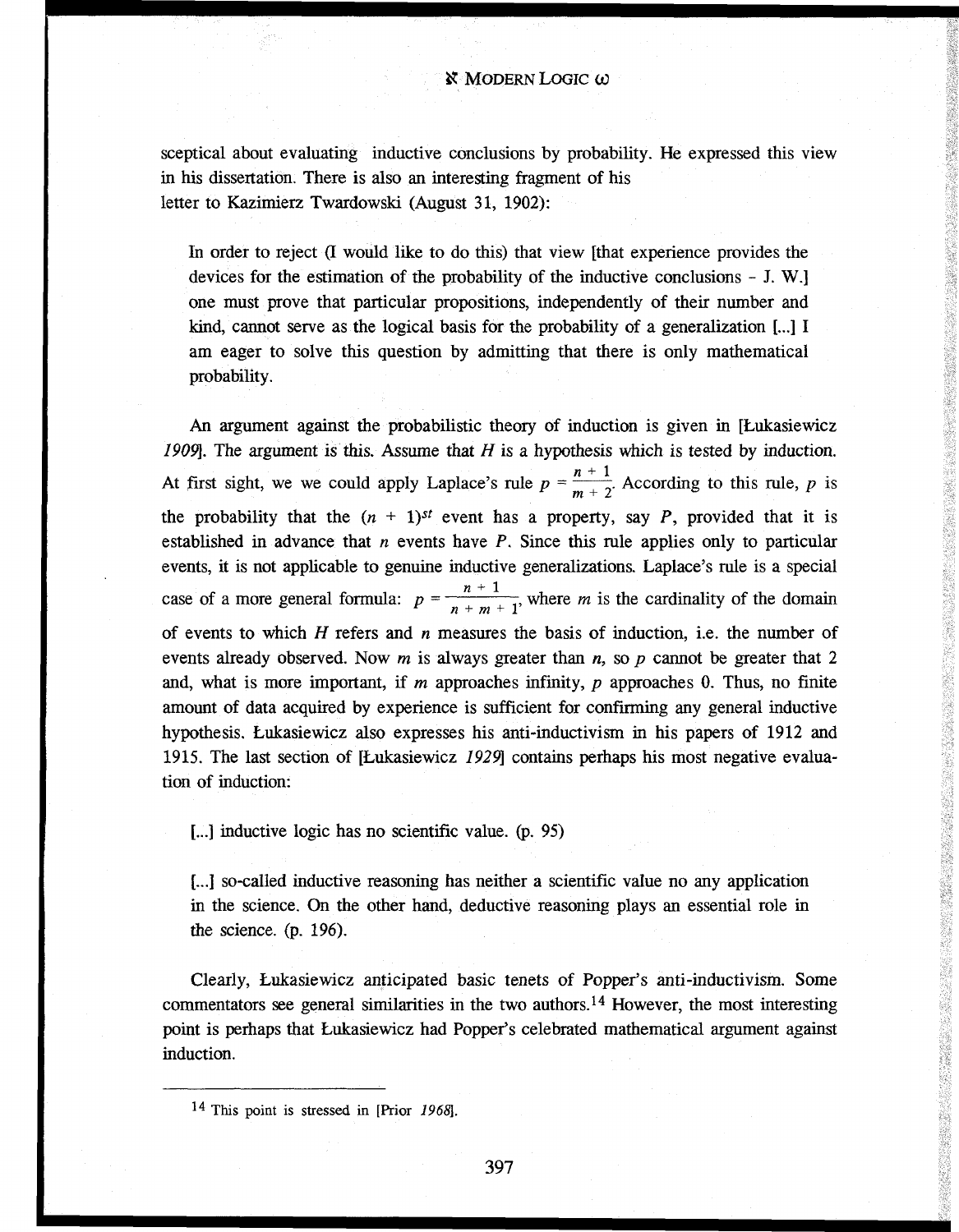sceptical about evaluating inductive conclusions by probability. He expressed this view in his dissertation. There is also an interesting fragment of his letter to Kazimierz Twardowski (August 31, 1902):

> In order to reject (I would like to do this) that view [that experience provides the devices for the estimation of the probability of the inductive conclusions - J. W.] one must prove that particular propositions, independently of their number and kind, cannot serve as the logical basis for the probability of a generalization [...] I am eager to solve this question by admitting that there is only mathematical probability.

An argument against the probabilistic theory of induction is given in [Łukasiewicz *1909*]. The argument is this. Assume that $H$ is a hypothesis which is tested by induction. At first sight, we we could apply Laplace's rule $p = \frac{n+1}{m+2}$. According to this rule, $p$ is the probability that the $(n + 1)^{st}$ event has a property, say $P$, provided that it is established in advance that $n$ events have $P$. Since this rule applies only to particular events, it is not applicable to genuine inductive generalizations. Laplace's rule is a special case of a more general formula: $p = \frac{n+1}{n+m+1}$, where $m$ is the cardinality of the domain of events to which $H$ refers and $n$ measures the basis of induction, i.e. the number of events already observed. Now $m$ is always greater than $n$, so $p$ cannot be greater that 2 and, what is more important, if $m$ approaches infinity, $p$ approaches 0. Thus, no finite amount of data acquired by experience is sufficient for confirming any general inductive hypothesis. Łukasiewicz also expresses his anti-inductivism in his papers of 1912 and 1915. The last section of [Łukasiewicz *1929*] contains perhaps his most negative evaluation of induction:

> [...] inductive logic has no scientific value. (p. 95)

> [...] so-called inductive reasoning has neither a scientific value no any application in the science. On the other hand, deductive reasoning plays an essential role in the science. (p. 196).

Clearly, Łukasiewicz anticipated basic tenets of Popper's anti-inductivism. Some commentators see general similarities in the two authors.[14] However, the most interesting point is perhaps that Łukasiewicz had Popper's celebrated mathematical argument against induction.

---

[14] This point is stressed in [Prior *1968*].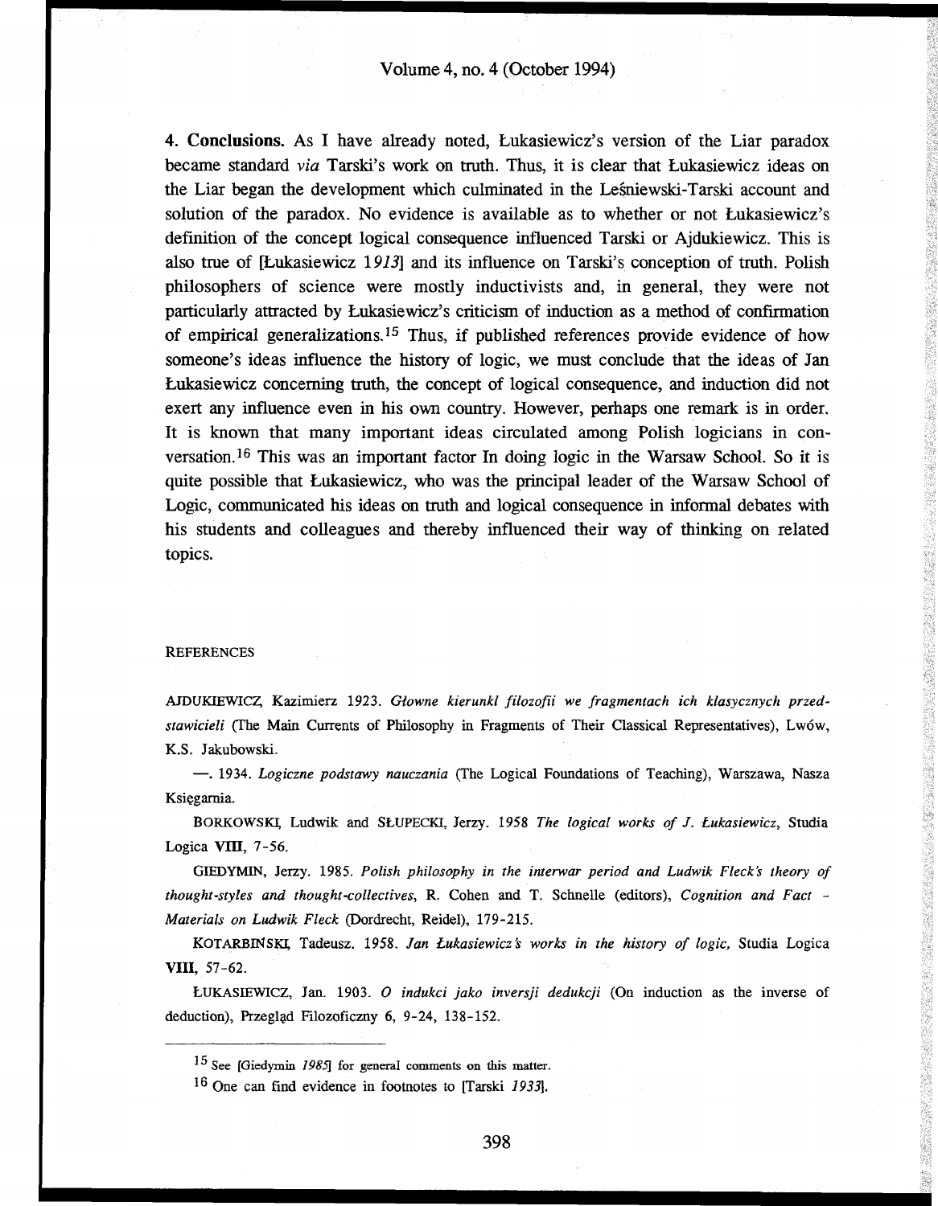**4. Conclusions.** As I have already noted, Łukasiewicz's version of the Liar paradox became standard *via* Tarski's work on truth. Thus, it is clear that Łukasiewicz ideas on the Liar began the development which culminated in the Leśniewski-Tarski account and solution of the paradox. No evidence is available as to whether or not Łukasiewicz's definition of the concept logical consequence influenced Tarski or Ajdukiewicz. This is also true of [Łukasiewicz 1*913*] and its influence on Tarski's conception of truth. Polish philosophers of science were mostly inductivists and, in general, they were not particularly attracted by Łukasiewicz's criticism of induction as a method of confirmation of empirical generalizations.[15] Thus, if published references provide evidence of how someone's ideas influence the history of logic, we must conclude that the ideas of Jan Łukasiewicz concerning truth, the concept of logical consequence, and induction did not exert any influence even in his own country. However, perhaps one remark is in order. It is known that many important ideas circulated among Polish logicians in conversation.[16] This was an important factor In doing logic in the Warsaw School. So it is quite possible that Łukasiewicz, who was the principal leader of the Warsaw School of Logic, communicated his ideas on truth and logical consequence in informal debates with his students and colleagues and thereby influenced their way of thinking on related topics.

REFERENCES

AJDUKIEWICZ, Kazimierz 1923. *Głowne kierunkl filozofii we fragmentach ich klasycznych przedstawicieli* (The Main Currents of Philosophy in Fragments of Their Classical Representatives), Lwów, K.S. Jakubowski.

—. 1934. *Logiczne podstawy nauczania* (The Logical Foundations of Teaching), Warszawa, Nasza Księgarnia.

BORKOWSKI, Ludwik and SŁUPECKI, Jerzy. 1958 *The logical works of J. Łukasiewicz*, Studia Logica **VIII**, 7-56.

GIEDYMIN, Jerzy. 1985. *Polish philosophy in the interwar period and Ludwik Fleck's theory of thought-styles and thought-collectives*, R. Cohen and T. Schnelle (editors), *Cognition and Fact - Materials on Ludwik Fleck* (Dordrecht, Reidel), 179-215.

KOTARBIŃSKI, Tadeusz. 1958. *Jan Łukasiewicz's works in the history of logic*, Studia Logica **VIII**, 57-62.

ŁUKASIEWICZ, Jan. 1903. *O indukci jako inversji dedukcji* (On induction as the inverse of deduction), Przegląd Filozoficzny 6, 9-24, 138-152.

---

[15] See [Giedymin *1985*] for general comments on this matter.

[16] One can find evidence in footnotes to [Tarski *1933*].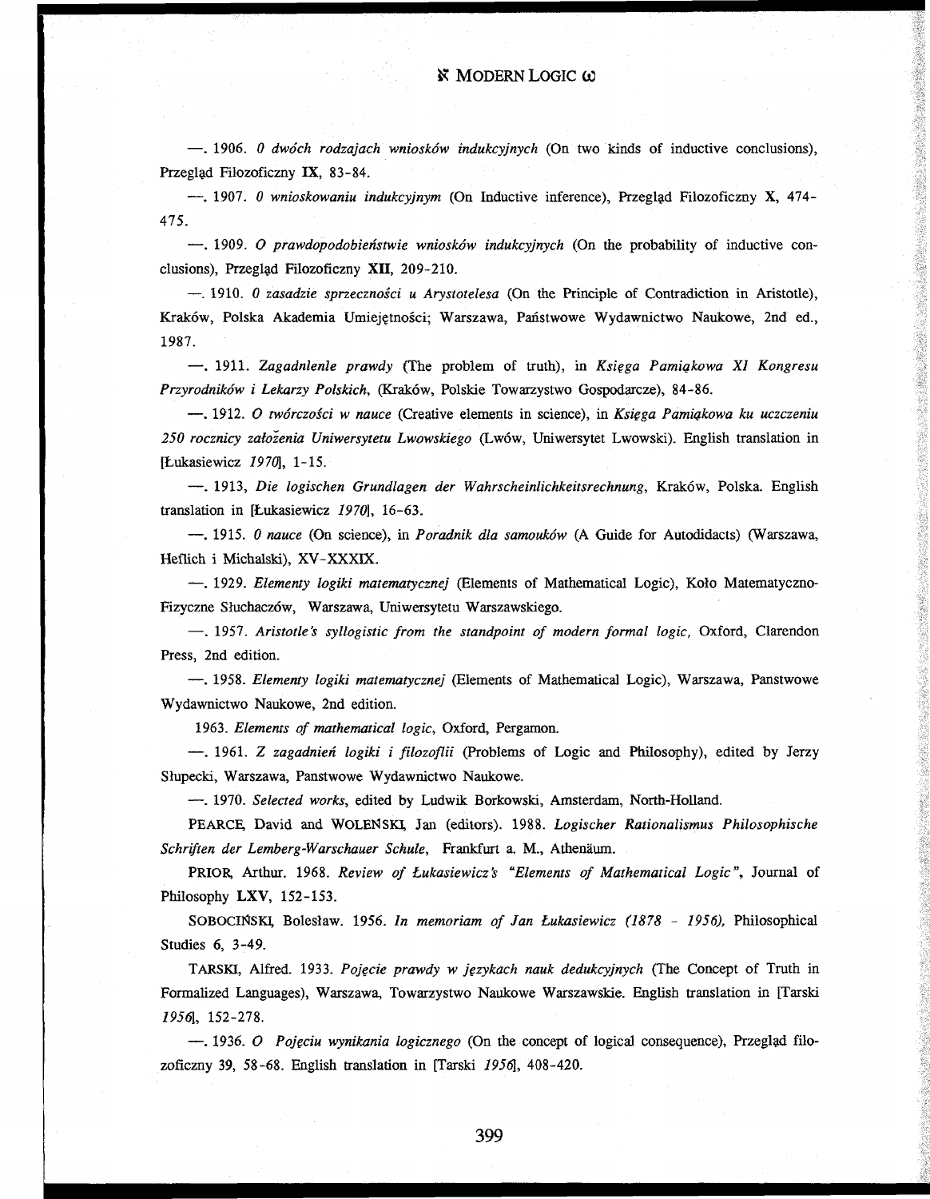—. 1906. *O dwóch rodzajach wniosków indukcyjnych* (On two kinds of inductive conclusions), Przegląd Filozoficzny **IX**, 83-84.

—. 1907. *O wnioskowaniu indukcyjnym* (On Inductive inference), Przegląd Filozoficzny **X**, 474-475.

—. 1909. *O prawdopodobieństwie wniosków indukcyjnych* (On the probability of inductive conclusions), Przegląd Filozoficzny **XII**, 209-210.

—. 1910. *O zasadzie sprzeczności u Arystotelesa* (On the Principle of Contradiction in Aristotle), Kraków, Polska Akademia Umiejętności; Warszawa, Państwowe Wydawnictwo Naukowe, 2nd ed., 1987.

—. 1911. *Zagadnlenle prawdy* (The problem of truth), in *Księga Pamiąkowa XI Kongresu Przyrodników i Lekarzy Polskich*, (Kraków, Polskie Towarzystwo Gospodarcze), 84-86.

—. 1912. *O twórczości w nauce* (Creative elements in science), in *Księga Pamiąkowa ku uczczeniu 250 rocznicy założenia Uniwersytetu Lwowskiego* (Lwów, Uniwersytet Lwowski). English translation in [Łukasiewicz *1970*], 1-15.

—. 1913, *Die logischen Grundlagen der Wahrscheinlichkeitsrechnung*, Kraków, Polska. English translation in [Łukasiewicz *1970*], 16-63.

—. 1915. *O nauce* (On science), in *Poradnik dla samouków* (A Guide for Autodidacts) (Warszawa, Heflich i Michalski), XV-XXXIX.

—. 1929. *Elementy logiki matematycznej* (Elements of Mathematical Logic), Koło Matematyczno-Fizyczne Słuchaczów, Warszawa, Uniwersytetu Warszawskiego.

—. 1957. *Aristotle's syllogistic from the standpoint of modern formal logic,* Oxford, Clarendon Press, 2nd edition.

—. 1958. *Elementy logiki matematycznej* (Elements of Mathematical Logic), Warszawa, Panstwowe Wydawnictwo Naukowe, 2nd edition.

1963. *Elements of mathematical logic*, Oxford, Pergamon.

—. 1961. *Z zagadnień logiki i filozoflii* (Problems of Logic and Philosophy), edited by Jerzy Słupecki, Warszawa, Panstwowe Wydawnictwo Naukowe.

—. 1970. *Selected works*, edited by Ludwik Borkowski, Amsterdam, North-Holland.

PEARCE, David and WOLEŃSKI, Jan (editors). 1988. *Logischer Rationalismus Philosophische Schriften der Lemberg-Warschauer Schule*, Frankfurt a. M., Athenäum.

PRIOR, Arthur. 1968. *Review of Łukasiewicz's "Elements of Mathematical Logic"*, Journal of Philosophy **LXV**, 152-153.

SOBOCIŃSKI, Bolesław. 1956. *In memoriam of Jan Łukasiewicz (1878 - 1956),* Philosophical Studies 6, 3-49.

TARSKI, Alfred. 1933. *Pojęcie prawdy w językach nauk dedukcyjnych* (The Concept of Truth in Formalized Languages), Warszawa, Towarzystwo Naukowe Warszawskie. English translation in [Tarski *1956*], 152-278.

—. 1936. *O Pojęciu wynikania logicznego* (On the concept of logical consequence), Przegląd filozoficzny 39, 58-68. English translation in [Tarski *1956*], 408-420.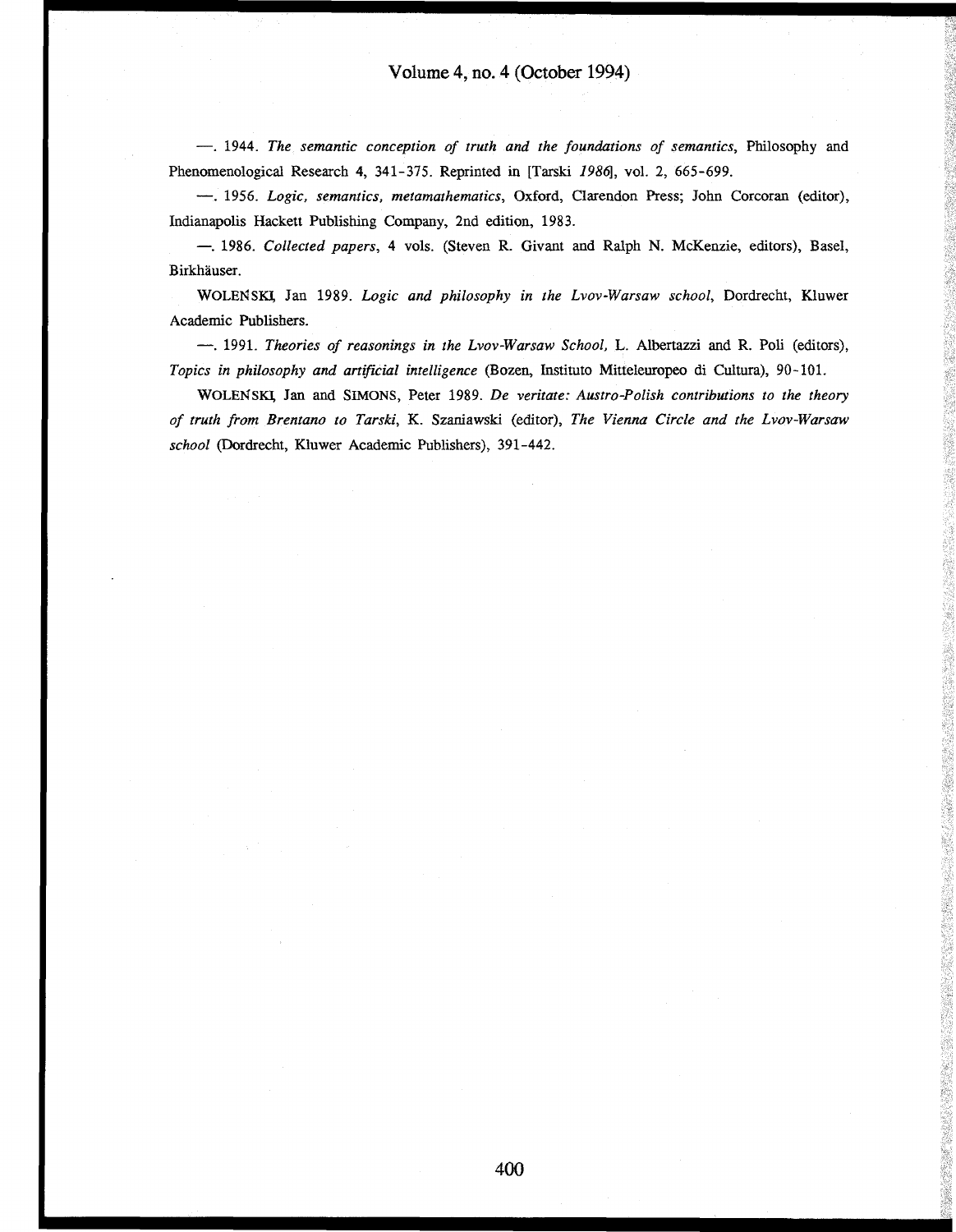—. 1944. *The semantic conception of truth and the foundations of semantics*, Philosophy and Phenomenological Research **4**, 341-375. Reprinted in [Tarski *1986*], vol. 2, 665-699.

—. 1956. *Logic, semantics, metamathematics*, Oxford, Clarendon Press; John Corcoran (editor), Indianapolis Hackett Publishing Company, 2nd edition, 1983.

—. 1986. *Collected papers*, 4 vols. (Steven R. Givant and Ralph N. McKenzie, editors), Basel, Birkhäuser.

WOLEŃSKI, Jan 1989. *Logic and philosophy in the Lvov-Warsaw school*, Dordrecht, Kluwer Academic Publishers.

—. 1991. *Theories of reasonings in the Lvov-Warsaw School*, L. Albertazzi and R. Poli (editors), *Topics in philosophy and artificial intelligence* (Bozen, Instituto Mitteleuropeo di Cultura), 90-101.

WOLEŃSKI, Jan and SIMONS, Peter 1989. *De veritate: Austro-Polish contributions to the theory of truth from Brentano to Tarski*, K. Szaniawski (editor), *The Vienna Circle and the Lvov-Warsaw school* (Dordrecht, Kluwer Academic Publishers), 391-442.